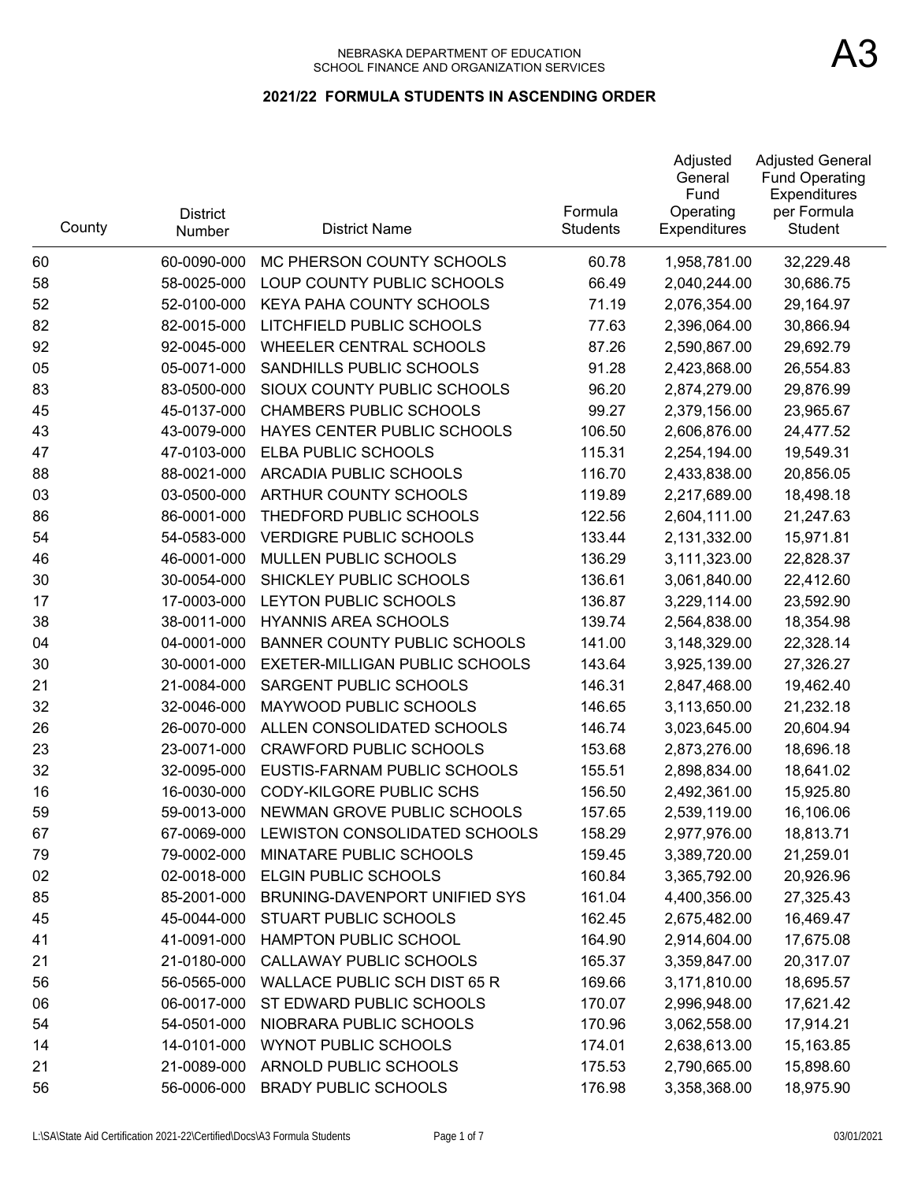NEBRASKA DEPARTMENT OF EDUCATION
SCHOOL FINANCE AND ORGANIZATION SERVICES

A3

## 2021/22 FORMULA STUDENTS IN ASCENDING ORDER

| County | District Number | District Name | Formula Students | Adjusted General Fund Operating Expenditures | Adjusted General Fund Operating Expenditures per Formula Student |
|---|---|---|---|---|---|
| 60 | 60-0090-000 | MC PHERSON COUNTY SCHOOLS | 60.78 | 1,958,781.00 | 32,229.48 |
| 58 | 58-0025-000 | LOUP COUNTY PUBLIC SCHOOLS | 66.49 | 2,040,244.00 | 30,686.75 |
| 52 | 52-0100-000 | KEYA PAHA COUNTY SCHOOLS | 71.19 | 2,076,354.00 | 29,164.97 |
| 82 | 82-0015-000 | LITCHFIELD PUBLIC SCHOOLS | 77.63 | 2,396,064.00 | 30,866.94 |
| 92 | 92-0045-000 | WHEELER CENTRAL SCHOOLS | 87.26 | 2,590,867.00 | 29,692.79 |
| 05 | 05-0071-000 | SANDHILLS PUBLIC SCHOOLS | 91.28 | 2,423,868.00 | 26,554.83 |
| 83 | 83-0500-000 | SIOUX COUNTY PUBLIC SCHOOLS | 96.20 | 2,874,279.00 | 29,876.99 |
| 45 | 45-0137-000 | CHAMBERS PUBLIC SCHOOLS | 99.27 | 2,379,156.00 | 23,965.67 |
| 43 | 43-0079-000 | HAYES CENTER PUBLIC SCHOOLS | 106.50 | 2,606,876.00 | 24,477.52 |
| 47 | 47-0103-000 | ELBA PUBLIC SCHOOLS | 115.31 | 2,254,194.00 | 19,549.31 |
| 88 | 88-0021-000 | ARCADIA PUBLIC SCHOOLS | 116.70 | 2,433,838.00 | 20,856.05 |
| 03 | 03-0500-000 | ARTHUR COUNTY SCHOOLS | 119.89 | 2,217,689.00 | 18,498.18 |
| 86 | 86-0001-000 | THEDFORD PUBLIC SCHOOLS | 122.56 | 2,604,111.00 | 21,247.63 |
| 54 | 54-0583-000 | VERDIGRE PUBLIC SCHOOLS | 133.44 | 2,131,332.00 | 15,971.81 |
| 46 | 46-0001-000 | MULLEN PUBLIC SCHOOLS | 136.29 | 3,111,323.00 | 22,828.37 |
| 30 | 30-0054-000 | SHICKLEY PUBLIC SCHOOLS | 136.61 | 3,061,840.00 | 22,412.60 |
| 17 | 17-0003-000 | LEYTON PUBLIC SCHOOLS | 136.87 | 3,229,114.00 | 23,592.90 |
| 38 | 38-0011-000 | HYANNIS AREA SCHOOLS | 139.74 | 2,564,838.00 | 18,354.98 |
| 04 | 04-0001-000 | BANNER COUNTY PUBLIC SCHOOLS | 141.00 | 3,148,329.00 | 22,328.14 |
| 30 | 30-0001-000 | EXETER-MILLIGAN PUBLIC SCHOOLS | 143.64 | 3,925,139.00 | 27,326.27 |
| 21 | 21-0084-000 | SARGENT PUBLIC SCHOOLS | 146.31 | 2,847,468.00 | 19,462.40 |
| 32 | 32-0046-000 | MAYWOOD PUBLIC SCHOOLS | 146.65 | 3,113,650.00 | 21,232.18 |
| 26 | 26-0070-000 | ALLEN CONSOLIDATED SCHOOLS | 146.74 | 3,023,645.00 | 20,604.94 |
| 23 | 23-0071-000 | CRAWFORD PUBLIC SCHOOLS | 153.68 | 2,873,276.00 | 18,696.18 |
| 32 | 32-0095-000 | EUSTIS-FARNAM PUBLIC SCHOOLS | 155.51 | 2,898,834.00 | 18,641.02 |
| 16 | 16-0030-000 | CODY-KILGORE PUBLIC SCHS | 156.50 | 2,492,361.00 | 15,925.80 |
| 59 | 59-0013-000 | NEWMAN GROVE PUBLIC SCHOOLS | 157.65 | 2,539,119.00 | 16,106.06 |
| 67 | 67-0069-000 | LEWISTON CONSOLIDATED SCHOOLS | 158.29 | 2,977,976.00 | 18,813.71 |
| 79 | 79-0002-000 | MINATARE PUBLIC SCHOOLS | 159.45 | 3,389,720.00 | 21,259.01 |
| 02 | 02-0018-000 | ELGIN PUBLIC SCHOOLS | 160.84 | 3,365,792.00 | 20,926.96 |
| 85 | 85-2001-000 | BRUNING-DAVENPORT UNIFIED SYS | 161.04 | 4,400,356.00 | 27,325.43 |
| 45 | 45-0044-000 | STUART PUBLIC SCHOOLS | 162.45 | 2,675,482.00 | 16,469.47 |
| 41 | 41-0091-000 | HAMPTON PUBLIC SCHOOL | 164.90 | 2,914,604.00 | 17,675.08 |
| 21 | 21-0180-000 | CALLAWAY PUBLIC SCHOOLS | 165.37 | 3,359,847.00 | 20,317.07 |
| 56 | 56-0565-000 | WALLACE PUBLIC SCH DIST 65 R | 169.66 | 3,171,810.00 | 18,695.57 |
| 06 | 06-0017-000 | ST EDWARD PUBLIC SCHOOLS | 170.07 | 2,996,948.00 | 17,621.42 |
| 54 | 54-0501-000 | NIOBRARA PUBLIC SCHOOLS | 170.96 | 3,062,558.00 | 17,914.21 |
| 14 | 14-0101-000 | WYNOT PUBLIC SCHOOLS | 174.01 | 2,638,613.00 | 15,163.85 |
| 21 | 21-0089-000 | ARNOLD PUBLIC SCHOOLS | 175.53 | 2,790,665.00 | 15,898.60 |
| 56 | 56-0006-000 | BRADY PUBLIC SCHOOLS | 176.98 | 3,358,368.00 | 18,975.90 |

L:\SA\State Aid Certification 2021-22\Certified\Docs\A3 Formula Students 03/01/2021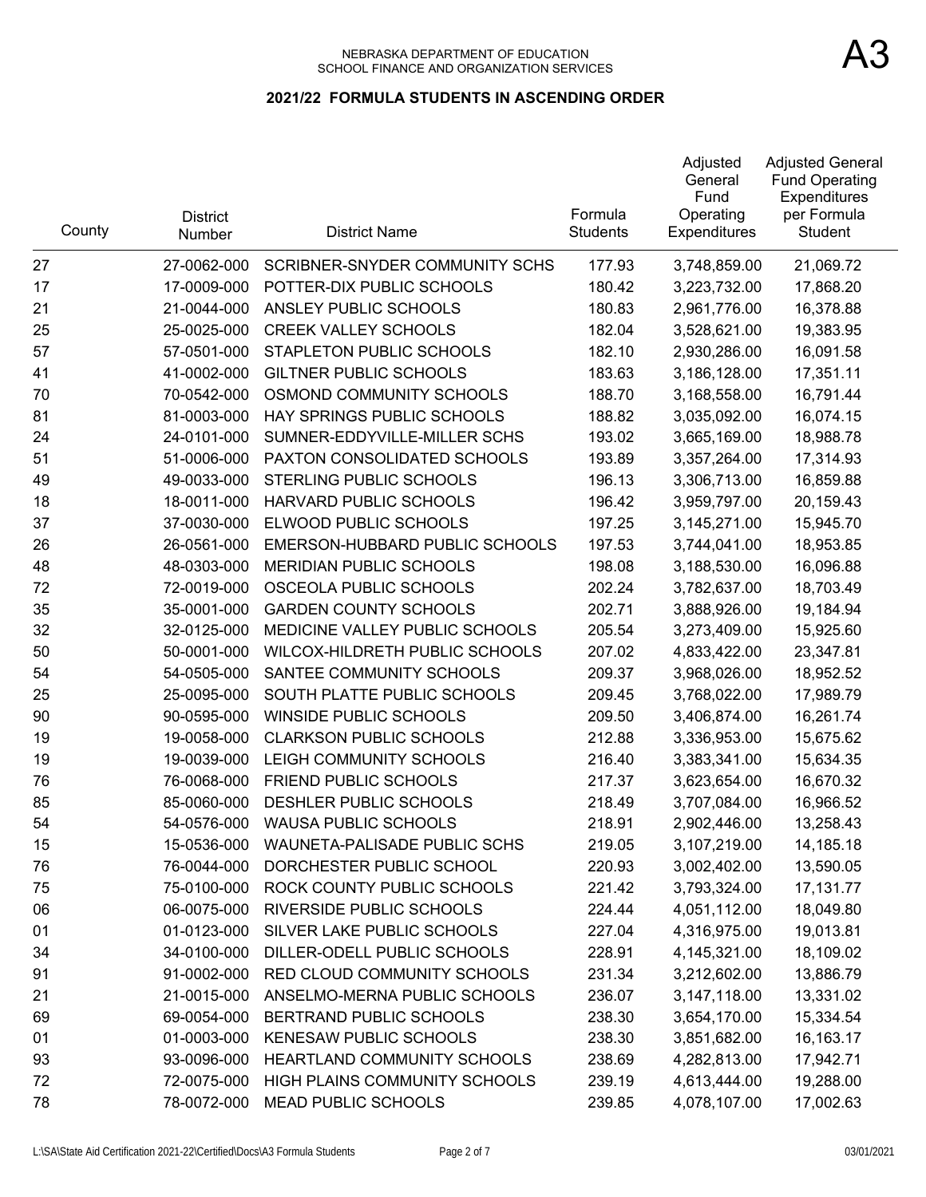NEBRASKA DEPARTMENT OF EDUCATION
SCHOOL FINANCE AND ORGANIZATION SERVICES

A3

## 2021/22 FORMULA STUDENTS IN ASCENDING ORDER

| County | District Number | District Name | Formula Students | Adjusted General Fund Operating Expenditures | Adjusted General Fund Operating Expenditures per Formula Student |
|---|---|---|---|---|---|
| 27 | 27-0062-000 | SCRIBNER-SNYDER COMMUNITY SCHS | 177.93 | 3,748,859.00 | 21,069.72 |
| 17 | 17-0009-000 | POTTER-DIX PUBLIC SCHOOLS | 180.42 | 3,223,732.00 | 17,868.20 |
| 21 | 21-0044-000 | ANSLEY PUBLIC SCHOOLS | 180.83 | 2,961,776.00 | 16,378.88 |
| 25 | 25-0025-000 | CREEK VALLEY SCHOOLS | 182.04 | 3,528,621.00 | 19,383.95 |
| 57 | 57-0501-000 | STAPLETON PUBLIC SCHOOLS | 182.10 | 2,930,286.00 | 16,091.58 |
| 41 | 41-0002-000 | GILTNER PUBLIC SCHOOLS | 183.63 | 3,186,128.00 | 17,351.11 |
| 70 | 70-0542-000 | OSMOND COMMUNITY SCHOOLS | 188.70 | 3,168,558.00 | 16,791.44 |
| 81 | 81-0003-000 | HAY SPRINGS PUBLIC SCHOOLS | 188.82 | 3,035,092.00 | 16,074.15 |
| 24 | 24-0101-000 | SUMNER-EDDYVILLE-MILLER SCHS | 193.02 | 3,665,169.00 | 18,988.78 |
| 51 | 51-0006-000 | PAXTON CONSOLIDATED SCHOOLS | 193.89 | 3,357,264.00 | 17,314.93 |
| 49 | 49-0033-000 | STERLING PUBLIC SCHOOLS | 196.13 | 3,306,713.00 | 16,859.88 |
| 18 | 18-0011-000 | HARVARD PUBLIC SCHOOLS | 196.42 | 3,959,797.00 | 20,159.43 |
| 37 | 37-0030-000 | ELWOOD PUBLIC SCHOOLS | 197.25 | 3,145,271.00 | 15,945.70 |
| 26 | 26-0561-000 | EMERSON-HUBBARD PUBLIC SCHOOLS | 197.53 | 3,744,041.00 | 18,953.85 |
| 48 | 48-0303-000 | MERIDIAN PUBLIC SCHOOLS | 198.08 | 3,188,530.00 | 16,096.88 |
| 72 | 72-0019-000 | OSCEOLA PUBLIC SCHOOLS | 202.24 | 3,782,637.00 | 18,703.49 |
| 35 | 35-0001-000 | GARDEN COUNTY SCHOOLS | 202.71 | 3,888,926.00 | 19,184.94 |
| 32 | 32-0125-000 | MEDICINE VALLEY PUBLIC SCHOOLS | 205.54 | 3,273,409.00 | 15,925.60 |
| 50 | 50-0001-000 | WILCOX-HILDRETH PUBLIC SCHOOLS | 207.02 | 4,833,422.00 | 23,347.81 |
| 54 | 54-0505-000 | SANTEE COMMUNITY SCHOOLS | 209.37 | 3,968,026.00 | 18,952.52 |
| 25 | 25-0095-000 | SOUTH PLATTE PUBLIC SCHOOLS | 209.45 | 3,768,022.00 | 17,989.79 |
| 90 | 90-0595-000 | WINSIDE PUBLIC SCHOOLS | 209.50 | 3,406,874.00 | 16,261.74 |
| 19 | 19-0058-000 | CLARKSON PUBLIC SCHOOLS | 212.88 | 3,336,953.00 | 15,675.62 |
| 19 | 19-0039-000 | LEIGH COMMUNITY SCHOOLS | 216.40 | 3,383,341.00 | 15,634.35 |
| 76 | 76-0068-000 | FRIEND PUBLIC SCHOOLS | 217.37 | 3,623,654.00 | 16,670.32 |
| 85 | 85-0060-000 | DESHLER PUBLIC SCHOOLS | 218.49 | 3,707,084.00 | 16,966.52 |
| 54 | 54-0576-000 | WAUSA PUBLIC SCHOOLS | 218.91 | 2,902,446.00 | 13,258.43 |
| 15 | 15-0536-000 | WAUNETA-PALISADE PUBLIC SCHS | 219.05 | 3,107,219.00 | 14,185.18 |
| 76 | 76-0044-000 | DORCHESTER PUBLIC SCHOOL | 220.93 | 3,002,402.00 | 13,590.05 |
| 75 | 75-0100-000 | ROCK COUNTY PUBLIC SCHOOLS | 221.42 | 3,793,324.00 | 17,131.77 |
| 06 | 06-0075-000 | RIVERSIDE PUBLIC SCHOOLS | 224.44 | 4,051,112.00 | 18,049.80 |
| 01 | 01-0123-000 | SILVER LAKE PUBLIC SCHOOLS | 227.04 | 4,316,975.00 | 19,013.81 |
| 34 | 34-0100-000 | DILLER-ODELL PUBLIC SCHOOLS | 228.91 | 4,145,321.00 | 18,109.02 |
| 91 | 91-0002-000 | RED CLOUD COMMUNITY SCHOOLS | 231.34 | 3,212,602.00 | 13,886.79 |
| 21 | 21-0015-000 | ANSELMO-MERNA PUBLIC SCHOOLS | 236.07 | 3,147,118.00 | 13,331.02 |
| 69 | 69-0054-000 | BERTRAND PUBLIC SCHOOLS | 238.30 | 3,654,170.00 | 15,334.54 |
| 01 | 01-0003-000 | KENESAW PUBLIC SCHOOLS | 238.30 | 3,851,682.00 | 16,163.17 |
| 93 | 93-0096-000 | HEARTLAND COMMUNITY SCHOOLS | 238.69 | 4,282,813.00 | 17,942.71 |
| 72 | 72-0075-000 | HIGH PLAINS COMMUNITY SCHOOLS | 239.19 | 4,613,444.00 | 19,288.00 |
| 78 | 78-0072-000 | MEAD PUBLIC SCHOOLS | 239.85 | 4,078,107.00 | 17,002.63 |

L:\SA\State Aid Certification 2021-22\Certified\Docs\A3 Formula Students 03/01/2021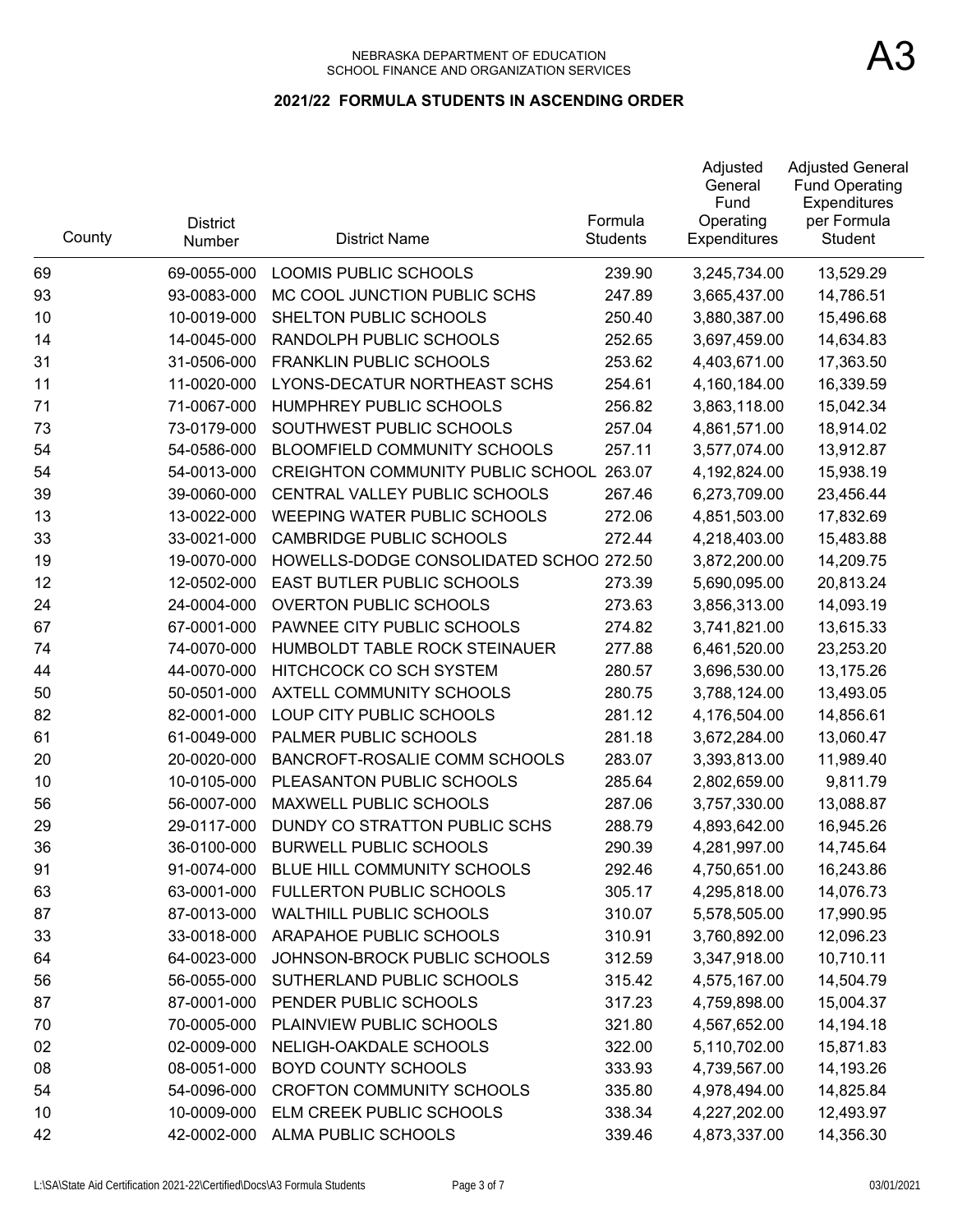NEBRASKA DEPARTMENT OF EDUCATION
SCHOOL FINANCE AND ORGANIZATION SERVICES

A3

## 2021/22 FORMULA STUDENTS IN ASCENDING ORDER

| County | District Number | District Name | Formula Students | Adjusted General Fund Operating Expenditures | Adjusted General Fund Operating Expenditures per Formula Student |
|---|---|---|---|---|---|
| 69 | 69-0055-000 | LOOMIS PUBLIC SCHOOLS | 239.90 | 3,245,734.00 | 13,529.29 |
| 93 | 93-0083-000 | MC COOL JUNCTION PUBLIC SCHS | 247.89 | 3,665,437.00 | 14,786.51 |
| 10 | 10-0019-000 | SHELTON PUBLIC SCHOOLS | 250.40 | 3,880,387.00 | 15,496.68 |
| 14 | 14-0045-000 | RANDOLPH PUBLIC SCHOOLS | 252.65 | 3,697,459.00 | 14,634.83 |
| 31 | 31-0506-000 | FRANKLIN PUBLIC SCHOOLS | 253.62 | 4,403,671.00 | 17,363.50 |
| 11 | 11-0020-000 | LYONS-DECATUR NORTHEAST SCHS | 254.61 | 4,160,184.00 | 16,339.59 |
| 71 | 71-0067-000 | HUMPHREY PUBLIC SCHOOLS | 256.82 | 3,863,118.00 | 15,042.34 |
| 73 | 73-0179-000 | SOUTHWEST PUBLIC SCHOOLS | 257.04 | 4,861,571.00 | 18,914.02 |
| 54 | 54-0586-000 | BLOOMFIELD COMMUNITY SCHOOLS | 257.11 | 3,577,074.00 | 13,912.87 |
| 54 | 54-0013-000 | CREIGHTON COMMUNITY PUBLIC SCHOOL | 263.07 | 4,192,824.00 | 15,938.19 |
| 39 | 39-0060-000 | CENTRAL VALLEY PUBLIC SCHOOLS | 267.46 | 6,273,709.00 | 23,456.44 |
| 13 | 13-0022-000 | WEEPING WATER PUBLIC SCHOOLS | 272.06 | 4,851,503.00 | 17,832.69 |
| 33 | 33-0021-000 | CAMBRIDGE PUBLIC SCHOOLS | 272.44 | 4,218,403.00 | 15,483.88 |
| 19 | 19-0070-000 | HOWELLS-DODGE CONSOLIDATED SCHOO | 272.50 | 3,872,200.00 | 14,209.75 |
| 12 | 12-0502-000 | EAST BUTLER PUBLIC SCHOOLS | 273.39 | 5,690,095.00 | 20,813.24 |
| 24 | 24-0004-000 | OVERTON PUBLIC SCHOOLS | 273.63 | 3,856,313.00 | 14,093.19 |
| 67 | 67-0001-000 | PAWNEE CITY PUBLIC SCHOOLS | 274.82 | 3,741,821.00 | 13,615.33 |
| 74 | 74-0070-000 | HUMBOLDT TABLE ROCK STEINAUER | 277.88 | 6,461,520.00 | 23,253.20 |
| 44 | 44-0070-000 | HITCHCOCK CO SCH SYSTEM | 280.57 | 3,696,530.00 | 13,175.26 |
| 50 | 50-0501-000 | AXTELL COMMUNITY SCHOOLS | 280.75 | 3,788,124.00 | 13,493.05 |
| 82 | 82-0001-000 | LOUP CITY PUBLIC SCHOOLS | 281.12 | 4,176,504.00 | 14,856.61 |
| 61 | 61-0049-000 | PALMER PUBLIC SCHOOLS | 281.18 | 3,672,284.00 | 13,060.47 |
| 20 | 20-0020-000 | BANCROFT-ROSALIE COMM SCHOOLS | 283.07 | 3,393,813.00 | 11,989.40 |
| 10 | 10-0105-000 | PLEASANTON PUBLIC SCHOOLS | 285.64 | 2,802,659.00 | 9,811.79 |
| 56 | 56-0007-000 | MAXWELL PUBLIC SCHOOLS | 287.06 | 3,757,330.00 | 13,088.87 |
| 29 | 29-0117-000 | DUNDY CO STRATTON PUBLIC SCHS | 288.79 | 4,893,642.00 | 16,945.26 |
| 36 | 36-0100-000 | BURWELL PUBLIC SCHOOLS | 290.39 | 4,281,997.00 | 14,745.64 |
| 91 | 91-0074-000 | BLUE HILL COMMUNITY SCHOOLS | 292.46 | 4,750,651.00 | 16,243.86 |
| 63 | 63-0001-000 | FULLERTON PUBLIC SCHOOLS | 305.17 | 4,295,818.00 | 14,076.73 |
| 87 | 87-0013-000 | WALTHILL PUBLIC SCHOOLS | 310.07 | 5,578,505.00 | 17,990.95 |
| 33 | 33-0018-000 | ARAPAHOE PUBLIC SCHOOLS | 310.91 | 3,760,892.00 | 12,096.23 |
| 64 | 64-0023-000 | JOHNSON-BROCK PUBLIC SCHOOLS | 312.59 | 3,347,918.00 | 10,710.11 |
| 56 | 56-0055-000 | SUTHERLAND PUBLIC SCHOOLS | 315.42 | 4,575,167.00 | 14,504.79 |
| 87 | 87-0001-000 | PENDER PUBLIC SCHOOLS | 317.23 | 4,759,898.00 | 15,004.37 |
| 70 | 70-0005-000 | PLAINVIEW PUBLIC SCHOOLS | 321.80 | 4,567,652.00 | 14,194.18 |
| 02 | 02-0009-000 | NELIGH-OAKDALE SCHOOLS | 322.00 | 5,110,702.00 | 15,871.83 |
| 08 | 08-0051-000 | BOYD COUNTY SCHOOLS | 333.93 | 4,739,567.00 | 14,193.26 |
| 54 | 54-0096-000 | CROFTON COMMUNITY SCHOOLS | 335.80 | 4,978,494.00 | 14,825.84 |
| 10 | 10-0009-000 | ELM CREEK PUBLIC SCHOOLS | 338.34 | 4,227,202.00 | 12,493.97 |
| 42 | 42-0002-000 | ALMA PUBLIC SCHOOLS | 339.46 | 4,873,337.00 | 14,356.30 |

L:\SA\State Aid Certification 2021-22\Certified\Docs\A3 Formula Students 03/01/2021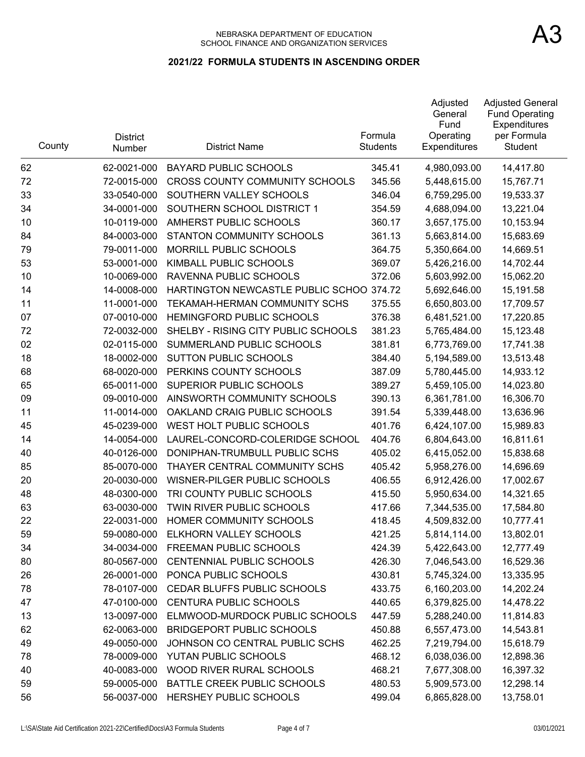NEBRASKA DEPARTMENT OF EDUCATION
SCHOOL FINANCE AND ORGANIZATION SERVICES

A3

## 2021/22 FORMULA STUDENTS IN ASCENDING ORDER

| County | District Number | District Name | Formula Students | Adjusted General Fund Operating Expenditures | Adjusted General Fund Operating Expenditures per Formula Student |
|---|---|---|---|---|---|
| 62 | 62-0021-000 | BAYARD PUBLIC SCHOOLS | 345.41 | 4,980,093.00 | 14,417.80 |
| 72 | 72-0015-000 | CROSS COUNTY COMMUNITY SCHOOLS | 345.56 | 5,448,615.00 | 15,767.71 |
| 33 | 33-0540-000 | SOUTHERN VALLEY SCHOOLS | 346.04 | 6,759,295.00 | 19,533.37 |
| 34 | 34-0001-000 | SOUTHERN SCHOOL DISTRICT 1 | 354.59 | 4,688,094.00 | 13,221.04 |
| 10 | 10-0119-000 | AMHERST PUBLIC SCHOOLS | 360.17 | 3,657,175.00 | 10,153.94 |
| 84 | 84-0003-000 | STANTON COMMUNITY SCHOOLS | 361.13 | 5,663,814.00 | 15,683.69 |
| 79 | 79-0011-000 | MORRILL PUBLIC SCHOOLS | 364.75 | 5,350,664.00 | 14,669.51 |
| 53 | 53-0001-000 | KIMBALL PUBLIC SCHOOLS | 369.07 | 5,426,216.00 | 14,702.44 |
| 10 | 10-0069-000 | RAVENNA PUBLIC SCHOOLS | 372.06 | 5,603,992.00 | 15,062.20 |
| 14 | 14-0008-000 | HARTINGTON NEWCASTLE PUBLIC SCHOO | 374.72 | 5,692,646.00 | 15,191.58 |
| 11 | 11-0001-000 | TEKAMAH-HERMAN COMMUNITY SCHS | 375.55 | 6,650,803.00 | 17,709.57 |
| 07 | 07-0010-000 | HEMINGFORD PUBLIC SCHOOLS | 376.38 | 6,481,521.00 | 17,220.85 |
| 72 | 72-0032-000 | SHELBY - RISING CITY PUBLIC SCHOOLS | 381.23 | 5,765,484.00 | 15,123.48 |
| 02 | 02-0115-000 | SUMMERLAND PUBLIC SCHOOLS | 381.81 | 6,773,769.00 | 17,741.38 |
| 18 | 18-0002-000 | SUTTON PUBLIC SCHOOLS | 384.40 | 5,194,589.00 | 13,513.48 |
| 68 | 68-0020-000 | PERKINS COUNTY SCHOOLS | 387.09 | 5,780,445.00 | 14,933.12 |
| 65 | 65-0011-000 | SUPERIOR PUBLIC SCHOOLS | 389.27 | 5,459,105.00 | 14,023.80 |
| 09 | 09-0010-000 | AINSWORTH COMMUNITY SCHOOLS | 390.13 | 6,361,781.00 | 16,306.70 |
| 11 | 11-0014-000 | OAKLAND CRAIG PUBLIC SCHOOLS | 391.54 | 5,339,448.00 | 13,636.96 |
| 45 | 45-0239-000 | WEST HOLT PUBLIC SCHOOLS | 401.76 | 6,424,107.00 | 15,989.83 |
| 14 | 14-0054-000 | LAUREL-CONCORD-COLERIDGE SCHOOL | 404.76 | 6,804,643.00 | 16,811.61 |
| 40 | 40-0126-000 | DONIPHAN-TRUMBULL PUBLIC SCHS | 405.02 | 6,415,052.00 | 15,838.68 |
| 85 | 85-0070-000 | THAYER CENTRAL COMMUNITY SCHS | 405.42 | 5,958,276.00 | 14,696.69 |
| 20 | 20-0030-000 | WISNER-PILGER PUBLIC SCHOOLS | 406.55 | 6,912,426.00 | 17,002.67 |
| 48 | 48-0300-000 | TRI COUNTY PUBLIC SCHOOLS | 415.50 | 5,950,634.00 | 14,321.65 |
| 63 | 63-0030-000 | TWIN RIVER PUBLIC SCHOOLS | 417.66 | 7,344,535.00 | 17,584.80 |
| 22 | 22-0031-000 | HOMER COMMUNITY SCHOOLS | 418.45 | 4,509,832.00 | 10,777.41 |
| 59 | 59-0080-000 | ELKHORN VALLEY SCHOOLS | 421.25 | 5,814,114.00 | 13,802.01 |
| 34 | 34-0034-000 | FREEMAN PUBLIC SCHOOLS | 424.39 | 5,422,643.00 | 12,777.49 |
| 80 | 80-0567-000 | CENTENNIAL PUBLIC SCHOOLS | 426.30 | 7,046,543.00 | 16,529.36 |
| 26 | 26-0001-000 | PONCA PUBLIC SCHOOLS | 430.81 | 5,745,324.00 | 13,335.95 |
| 78 | 78-0107-000 | CEDAR BLUFFS PUBLIC SCHOOLS | 433.75 | 6,160,203.00 | 14,202.24 |
| 47 | 47-0100-000 | CENTURA PUBLIC SCHOOLS | 440.65 | 6,379,825.00 | 14,478.22 |
| 13 | 13-0097-000 | ELMWOOD-MURDOCK PUBLIC SCHOOLS | 447.59 | 5,288,240.00 | 11,814.83 |
| 62 | 62-0063-000 | BRIDGEPORT PUBLIC SCHOOLS | 450.88 | 6,557,473.00 | 14,543.81 |
| 49 | 49-0050-000 | JOHNSON CO CENTRAL PUBLIC SCHS | 462.25 | 7,219,794.00 | 15,618.79 |
| 78 | 78-0009-000 | YUTAN PUBLIC SCHOOLS | 468.12 | 6,038,036.00 | 12,898.36 |
| 40 | 40-0083-000 | WOOD RIVER RURAL SCHOOLS | 468.21 | 7,677,308.00 | 16,397.32 |
| 59 | 59-0005-000 | BATTLE CREEK PUBLIC SCHOOLS | 480.53 | 5,909,573.00 | 12,298.14 |
| 56 | 56-0037-000 | HERSHEY PUBLIC SCHOOLS | 499.04 | 6,865,828.00 | 13,758.01 |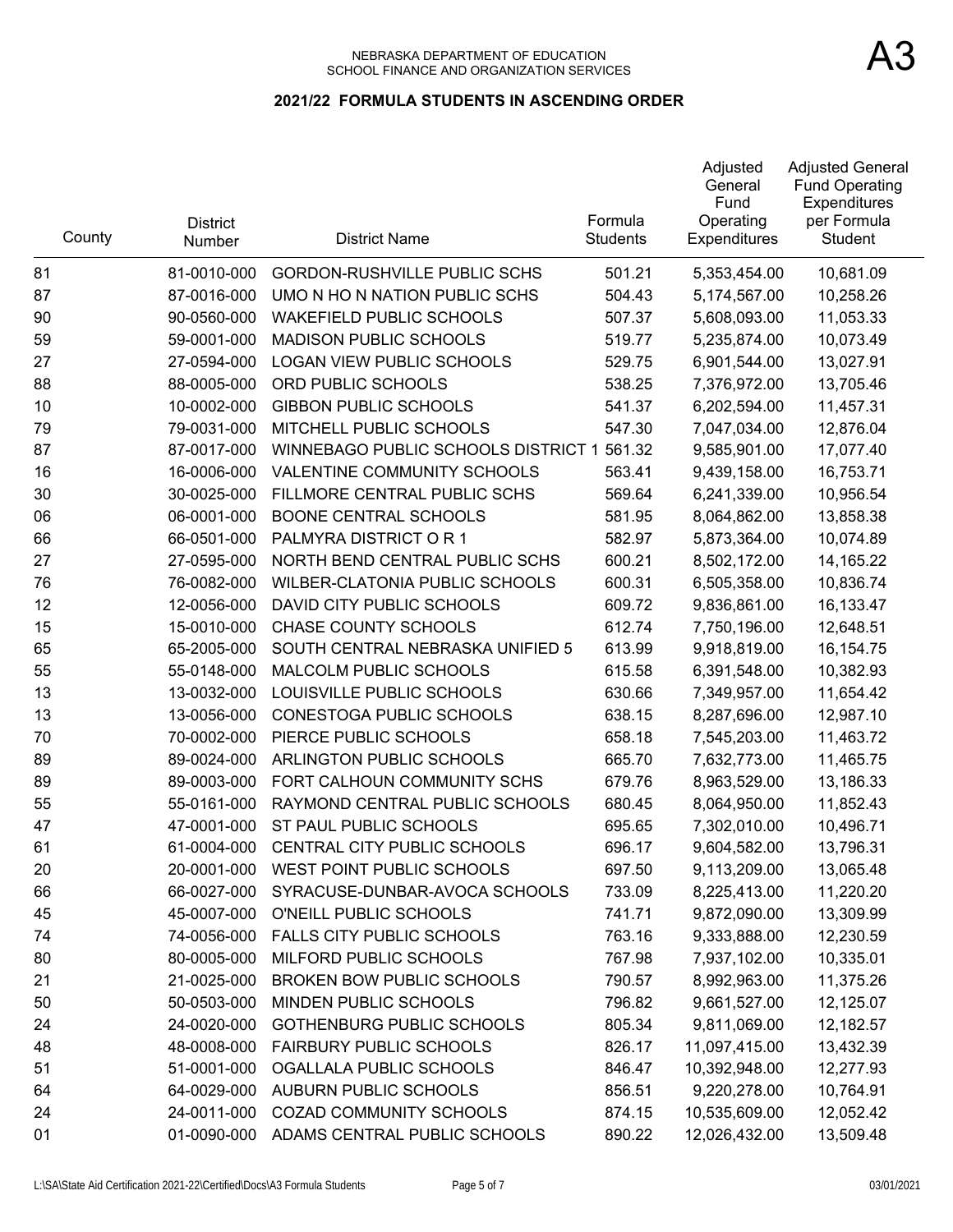NEBRASKA DEPARTMENT OF EDUCATION
SCHOOL FINANCE AND ORGANIZATION SERVICES

A3

## 2021/22 FORMULA STUDENTS IN ASCENDING ORDER

| County | District Number | District Name | Formula Students | Adjusted General Fund Operating Expenditures | Adjusted General Fund Operating Expenditures per Formula Student |
|---|---|---|---|---|---|
| 81 | 81-0010-000 | GORDON-RUSHVILLE PUBLIC SCHS | 501.21 | 5,353,454.00 | 10,681.09 |
| 87 | 87-0016-000 | UMO N HO N NATION PUBLIC SCHS | 504.43 | 5,174,567.00 | 10,258.26 |
| 90 | 90-0560-000 | WAKEFIELD PUBLIC SCHOOLS | 507.37 | 5,608,093.00 | 11,053.33 |
| 59 | 59-0001-000 | MADISON PUBLIC SCHOOLS | 519.77 | 5,235,874.00 | 10,073.49 |
| 27 | 27-0594-000 | LOGAN VIEW PUBLIC SCHOOLS | 529.75 | 6,901,544.00 | 13,027.91 |
| 88 | 88-0005-000 | ORD PUBLIC SCHOOLS | 538.25 | 7,376,972.00 | 13,705.46 |
| 10 | 10-0002-000 | GIBBON PUBLIC SCHOOLS | 541.37 | 6,202,594.00 | 11,457.31 |
| 79 | 79-0031-000 | MITCHELL PUBLIC SCHOOLS | 547.30 | 7,047,034.00 | 12,876.04 |
| 87 | 87-0017-000 | WINNEBAGO PUBLIC SCHOOLS DISTRICT 1 | 561.32 | 9,585,901.00 | 17,077.40 |
| 16 | 16-0006-000 | VALENTINE COMMUNITY SCHOOLS | 563.41 | 9,439,158.00 | 16,753.71 |
| 30 | 30-0025-000 | FILLMORE CENTRAL PUBLIC SCHS | 569.64 | 6,241,339.00 | 10,956.54 |
| 06 | 06-0001-000 | BOONE CENTRAL SCHOOLS | 581.95 | 8,064,862.00 | 13,858.38 |
| 66 | 66-0501-000 | PALMYRA DISTRICT O R 1 | 582.97 | 5,873,364.00 | 10,074.89 |
| 27 | 27-0595-000 | NORTH BEND CENTRAL PUBLIC SCHS | 600.21 | 8,502,172.00 | 14,165.22 |
| 76 | 76-0082-000 | WILBER-CLATONIA PUBLIC SCHOOLS | 600.31 | 6,505,358.00 | 10,836.74 |
| 12 | 12-0056-000 | DAVID CITY PUBLIC SCHOOLS | 609.72 | 9,836,861.00 | 16,133.47 |
| 15 | 15-0010-000 | CHASE COUNTY SCHOOLS | 612.74 | 7,750,196.00 | 12,648.51 |
| 65 | 65-2005-000 | SOUTH CENTRAL NEBRASKA UNIFIED 5 | 613.99 | 9,918,819.00 | 16,154.75 |
| 55 | 55-0148-000 | MALCOLM PUBLIC SCHOOLS | 615.58 | 6,391,548.00 | 10,382.93 |
| 13 | 13-0032-000 | LOUISVILLE PUBLIC SCHOOLS | 630.66 | 7,349,957.00 | 11,654.42 |
| 13 | 13-0056-000 | CONESTOGA PUBLIC SCHOOLS | 638.15 | 8,287,696.00 | 12,987.10 |
| 70 | 70-0002-000 | PIERCE PUBLIC SCHOOLS | 658.18 | 7,545,203.00 | 11,463.72 |
| 89 | 89-0024-000 | ARLINGTON PUBLIC SCHOOLS | 665.70 | 7,632,773.00 | 11,465.75 |
| 89 | 89-0003-000 | FORT CALHOUN COMMUNITY SCHS | 679.76 | 8,963,529.00 | 13,186.33 |
| 55 | 55-0161-000 | RAYMOND CENTRAL PUBLIC SCHOOLS | 680.45 | 8,064,950.00 | 11,852.43 |
| 47 | 47-0001-000 | ST PAUL PUBLIC SCHOOLS | 695.65 | 7,302,010.00 | 10,496.71 |
| 61 | 61-0004-000 | CENTRAL CITY PUBLIC SCHOOLS | 696.17 | 9,604,582.00 | 13,796.31 |
| 20 | 20-0001-000 | WEST POINT PUBLIC SCHOOLS | 697.50 | 9,113,209.00 | 13,065.48 |
| 66 | 66-0027-000 | SYRACUSE-DUNBAR-AVOCA SCHOOLS | 733.09 | 8,225,413.00 | 11,220.20 |
| 45 | 45-0007-000 | O'NEILL PUBLIC SCHOOLS | 741.71 | 9,872,090.00 | 13,309.99 |
| 74 | 74-0056-000 | FALLS CITY PUBLIC SCHOOLS | 763.16 | 9,333,888.00 | 12,230.59 |
| 80 | 80-0005-000 | MILFORD PUBLIC SCHOOLS | 767.98 | 7,937,102.00 | 10,335.01 |
| 21 | 21-0025-000 | BROKEN BOW PUBLIC SCHOOLS | 790.57 | 8,992,963.00 | 11,375.26 |
| 50 | 50-0503-000 | MINDEN PUBLIC SCHOOLS | 796.82 | 9,661,527.00 | 12,125.07 |
| 24 | 24-0020-000 | GOTHENBURG PUBLIC SCHOOLS | 805.34 | 9,811,069.00 | 12,182.57 |
| 48 | 48-0008-000 | FAIRBURY PUBLIC SCHOOLS | 826.17 | 11,097,415.00 | 13,432.39 |
| 51 | 51-0001-000 | OGALLALA PUBLIC SCHOOLS | 846.47 | 10,392,948.00 | 12,277.93 |
| 64 | 64-0029-000 | AUBURN PUBLIC SCHOOLS | 856.51 | 9,220,278.00 | 10,764.91 |
| 24 | 24-0011-000 | COZAD COMMUNITY SCHOOLS | 874.15 | 10,535,609.00 | 12,052.42 |
| 01 | 01-0090-000 | ADAMS CENTRAL PUBLIC SCHOOLS | 890.22 | 12,026,432.00 | 13,509.48 |

L:\SA\State Aid Certification 2021-22\Certified\Docs\A3 Formula Students　　03/01/2021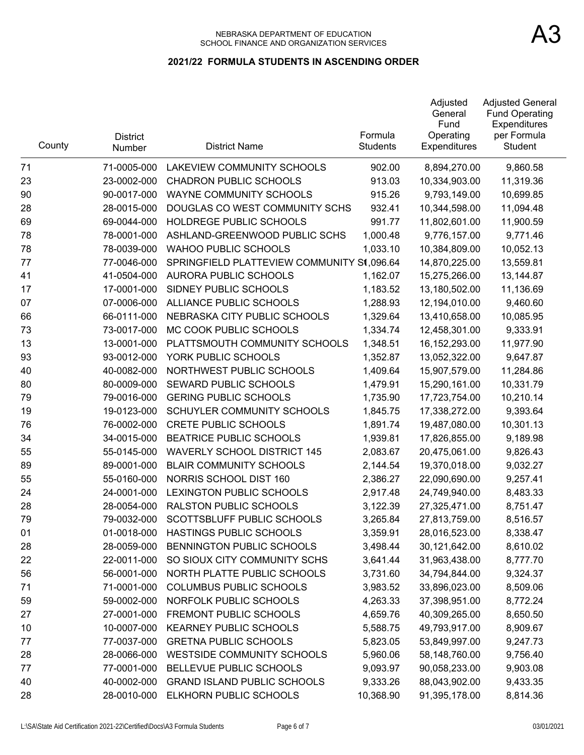NEBRASKA DEPARTMENT OF EDUCATION
SCHOOL FINANCE AND ORGANIZATION SERVICES

A3

## 2021/22 FORMULA STUDENTS IN ASCENDING ORDER

| County | District Number | District Name | Formula Students | Adjusted General Fund Operating Expenditures | Adjusted General Fund Operating Expenditures per Formula Student |
|---|---|---|---|---|---|
| 71 | 71-0005-000 | LAKEVIEW COMMUNITY SCHOOLS | 902.00 | 8,894,270.00 | 9,860.58 |
| 23 | 23-0002-000 | CHADRON PUBLIC SCHOOLS | 913.03 | 10,334,903.00 | 11,319.36 |
| 90 | 90-0017-000 | WAYNE COMMUNITY SCHOOLS | 915.26 | 9,793,149.00 | 10,699.85 |
| 28 | 28-0015-000 | DOUGLAS CO WEST COMMUNITY SCHS | 932.41 | 10,344,598.00 | 11,094.48 |
| 69 | 69-0044-000 | HOLDREGE PUBLIC SCHOOLS | 991.77 | 11,802,601.00 | 11,900.59 |
| 78 | 78-0001-000 | ASHLAND-GREENWOOD PUBLIC SCHS | 1,000.48 | 9,776,157.00 | 9,771.46 |
| 78 | 78-0039-000 | WAHOO PUBLIC SCHOOLS | 1,033.10 | 10,384,809.00 | 10,052.13 |
| 77 | 77-0046-000 | SPRINGFIELD PLATTEVIEW COMMUNITY SCHS | 1,096.64 | 14,870,225.00 | 13,559.81 |
| 41 | 41-0504-000 | AURORA PUBLIC SCHOOLS | 1,162.07 | 15,275,266.00 | 13,144.87 |
| 17 | 17-0001-000 | SIDNEY PUBLIC SCHOOLS | 1,183.52 | 13,180,502.00 | 11,136.69 |
| 07 | 07-0006-000 | ALLIANCE PUBLIC SCHOOLS | 1,288.93 | 12,194,010.00 | 9,460.60 |
| 66 | 66-0111-000 | NEBRASKA CITY PUBLIC SCHOOLS | 1,329.64 | 13,410,658.00 | 10,085.95 |
| 73 | 73-0017-000 | MC COOK PUBLIC SCHOOLS | 1,334.74 | 12,458,301.00 | 9,333.91 |
| 13 | 13-0001-000 | PLATTSMOUTH COMMUNITY SCHOOLS | 1,348.51 | 16,152,293.00 | 11,977.90 |
| 93 | 93-0012-000 | YORK PUBLIC SCHOOLS | 1,352.87 | 13,052,322.00 | 9,647.87 |
| 40 | 40-0082-000 | NORTHWEST PUBLIC SCHOOLS | 1,409.64 | 15,907,579.00 | 11,284.86 |
| 80 | 80-0009-000 | SEWARD PUBLIC SCHOOLS | 1,479.91 | 15,290,161.00 | 10,331.79 |
| 79 | 79-0016-000 | GERING PUBLIC SCHOOLS | 1,735.90 | 17,723,754.00 | 10,210.14 |
| 19 | 19-0123-000 | SCHUYLER COMMUNITY SCHOOLS | 1,845.75 | 17,338,272.00 | 9,393.64 |
| 76 | 76-0002-000 | CRETE PUBLIC SCHOOLS | 1,891.74 | 19,487,080.00 | 10,301.13 |
| 34 | 34-0015-000 | BEATRICE PUBLIC SCHOOLS | 1,939.81 | 17,826,855.00 | 9,189.98 |
| 55 | 55-0145-000 | WAVERLY SCHOOL DISTRICT 145 | 2,083.67 | 20,475,061.00 | 9,826.43 |
| 89 | 89-0001-000 | BLAIR COMMUNITY SCHOOLS | 2,144.54 | 19,370,018.00 | 9,032.27 |
| 55 | 55-0160-000 | NORRIS SCHOOL DIST 160 | 2,386.27 | 22,090,690.00 | 9,257.41 |
| 24 | 24-0001-000 | LEXINGTON PUBLIC SCHOOLS | 2,917.48 | 24,749,940.00 | 8,483.33 |
| 28 | 28-0054-000 | RALSTON PUBLIC SCHOOLS | 3,122.39 | 27,325,471.00 | 8,751.47 |
| 79 | 79-0032-000 | SCOTTSBLUFF PUBLIC SCHOOLS | 3,265.84 | 27,813,759.00 | 8,516.57 |
| 01 | 01-0018-000 | HASTINGS PUBLIC SCHOOLS | 3,359.91 | 28,016,523.00 | 8,338.47 |
| 28 | 28-0059-000 | BENNINGTON PUBLIC SCHOOLS | 3,498.44 | 30,121,642.00 | 8,610.02 |
| 22 | 22-0011-000 | SO SIOUX CITY COMMUNITY SCHS | 3,641.44 | 31,963,438.00 | 8,777.70 |
| 56 | 56-0001-000 | NORTH PLATTE PUBLIC SCHOOLS | 3,731.60 | 34,794,844.00 | 9,324.37 |
| 71 | 71-0001-000 | COLUMBUS PUBLIC SCHOOLS | 3,983.52 | 33,896,023.00 | 8,509.06 |
| 59 | 59-0002-000 | NORFOLK PUBLIC SCHOOLS | 4,263.33 | 37,398,951.00 | 8,772.24 |
| 27 | 27-0001-000 | FREMONT PUBLIC SCHOOLS | 4,659.76 | 40,309,265.00 | 8,650.50 |
| 10 | 10-0007-000 | KEARNEY PUBLIC SCHOOLS | 5,588.75 | 49,793,917.00 | 8,909.67 |
| 77 | 77-0037-000 | GRETNA PUBLIC SCHOOLS | 5,823.05 | 53,849,997.00 | 9,247.73 |
| 28 | 28-0066-000 | WESTSIDE COMMUNITY SCHOOLS | 5,960.06 | 58,148,760.00 | 9,756.40 |
| 77 | 77-0001-000 | BELLEVUE PUBLIC SCHOOLS | 9,093.97 | 90,058,233.00 | 9,903.08 |
| 40 | 40-0002-000 | GRAND ISLAND PUBLIC SCHOOLS | 9,333.26 | 88,043,902.00 | 9,433.35 |
| 28 | 28-0010-000 | ELKHORN PUBLIC SCHOOLS | 10,368.90 | 91,395,178.00 | 8,814.36 |

L:\SA\State Aid Certification 2021-22\Certified\Docs\A3 Formula Students 03/01/2021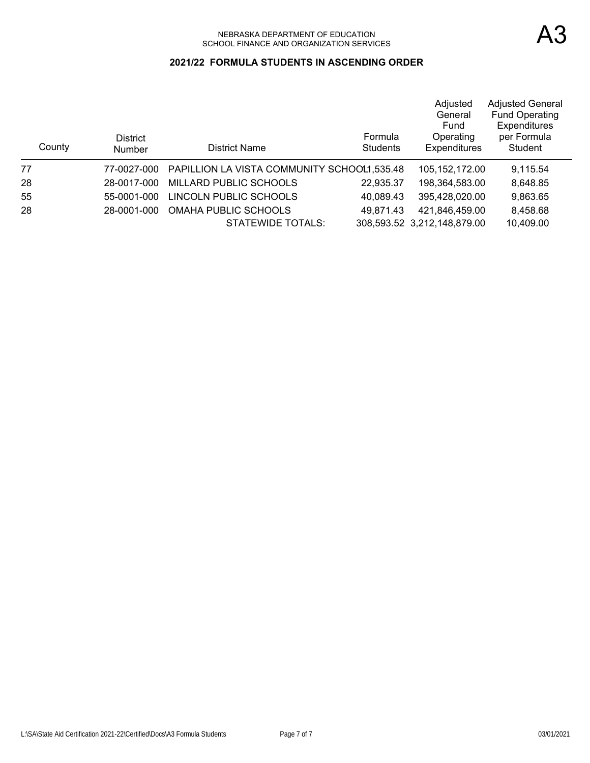NEBRASKA DEPARTMENT OF EDUCATION
SCHOOL FINANCE AND ORGANIZATION SERVICES

A3

## 2021/22 FORMULA STUDENTS IN ASCENDING ORDER

| County | District Number | District Name | Formula Students | Adjusted General Fund Operating Expenditures | Adjusted General Fund Operating Expenditures per Formula Student |
|---|---|---|---|---|---|
| 77 | 77-0027-000 | PAPILLION LA VISTA COMMUNITY SCHOOL | 11,535.48 | 105,152,172.00 | 9,115.54 |
| 28 | 28-0017-000 | MILLARD PUBLIC SCHOOLS | 22,935.37 | 198,364,583.00 | 8,648.85 |
| 55 | 55-0001-000 | LINCOLN PUBLIC SCHOOLS | 40,089.43 | 395,428,020.00 | 9,863.65 |
| 28 | 28-0001-000 | OMAHA PUBLIC SCHOOLS | 49,871.43 | 421,846,459.00 | 8,458.68 |
| | | STATEWIDE TOTALS: | 308,593.52 | 3,212,148,879.00 | 10,409.00 |